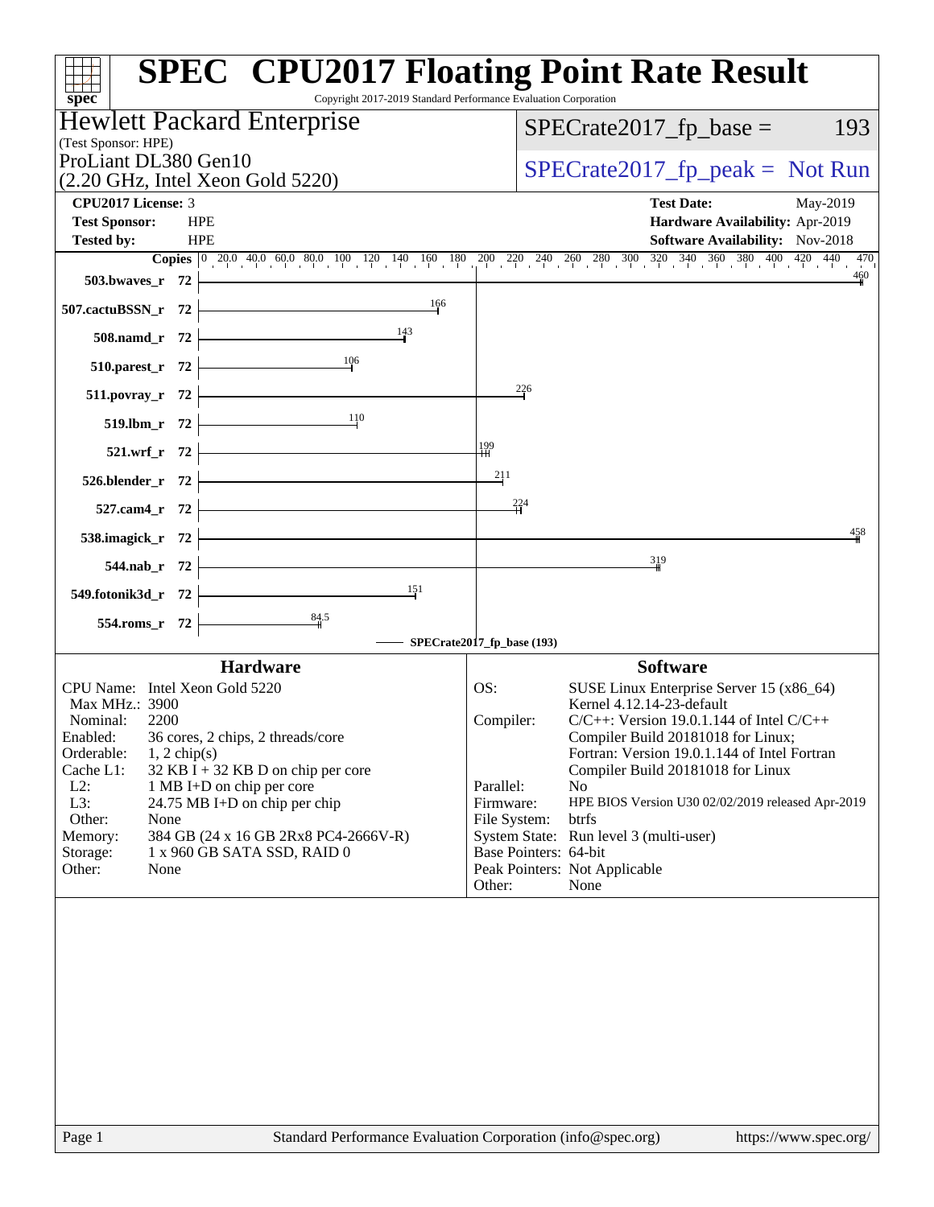# SPEC CPU2017 Floating Point Rate Result

Copyright 2017-2019 Standard Performance Evaluation Corporation

## Hewlett Packard Enterprise

(Test Sponsor: HPE)

ProLiant DL380 Gen10
(2.20 GHz, Intel Xeon Gold 5220)

SPECrate2017_fp_base = 193

SPECrate2017_fp_peak = Not Run

**CPU2017 License:** 3
**Test Sponsor:** HPE
**Tested by:** HPE

**Test Date:** May-2019
**Hardware Availability:** Apr-2019
**Software Availability:** Nov-2018

| Benchmark | Copies | SPECrate2017_fp_base |
|---|---|---|
| 503.bwaves_r | 72 | 460 |
| 507.cactuBSSN_r | 72 | 166 |
| 508.namd_r | 72 | 143 |
| 510.parest_r | 72 | 106 |
| 511.povray_r | 72 | 226 |
| 519.lbm_r | 72 | 110 |
| 521.wrf_r | 72 | 199 |
| 526.blender_r | 72 | 211 |
| 527.cam4_r | 72 | 224 |
| 538.imagick_r | 72 | 458 |
| 544.nab_r | 72 | 319 |
| 549.fotonik3d_r | 72 | 151 |
| 554.roms_r | 72 | 84.5 |

SPECrate2017_fp_base (193)

### Hardware

| | |
|---|---|
| CPU Name: | Intel Xeon Gold 5220 |
| Max MHz.: | 3900 |
| Nominal: | 2200 |
| Enabled: | 36 cores, 2 chips, 2 threads/core |
| Orderable: | 1, 2 chip(s) |
| Cache L1: | 32 KB I + 32 KB D on chip per core |
| L2: | 1 MB I+D on chip per core |
| L3: | 24.75 MB I+D on chip per chip |
| Other: | None |
| Memory: | 384 GB (24 x 16 GB 2Rx8 PC4-2666V-R) |
| Storage: | 1 x 960 GB SATA SSD, RAID 0 |
| Other: | None |

### Software

| | |
|---|---|
| OS: | SUSE Linux Enterprise Server 15 (x86_64) Kernel 4.12.14-23-default |
| Compiler: | C/C++: Version 19.0.1.144 of Intel C/C++ Compiler Build 20181018 for Linux; Fortran: Version 19.0.1.144 of Intel Fortran Compiler Build 20181018 for Linux |
| Parallel: | No |
| Firmware: | HPE BIOS Version U30 02/02/2019 released Apr-2019 |
| File System: | btrfs |
| System State: | Run level 3 (multi-user) |
| Base Pointers: | 64-bit |
| Peak Pointers: | Not Applicable |
| Other: | None |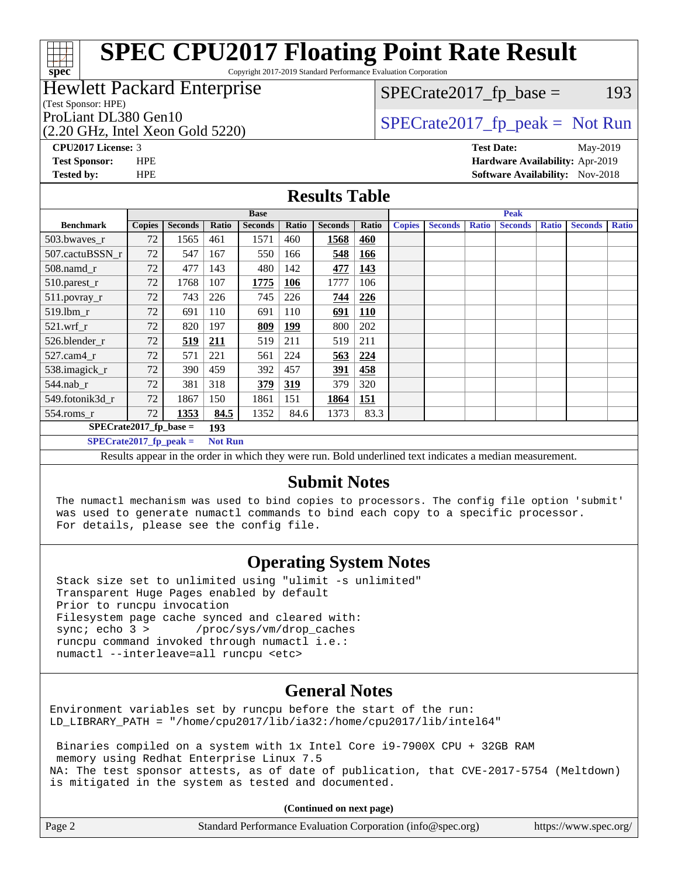# SPEC CPU2017 Floating Point Rate Result

Copyright 2017-2019 Standard Performance Evaluation Corporation

**Hewlett Packard Enterprise**
(Test Sponsor: HPE)

ProLiant DL380 Gen10
(2.20 GHz, Intel Xeon Gold 5220)

SPECrate2017_fp_base = 193

SPECrate2017_fp_peak = Not Run

**CPU2017 License:** 3
**Test Sponsor:** HPE
**Tested by:** HPE

**Test Date:** May-2019
**Hardware Availability:** Apr-2019
**Software Availability:** Nov-2018

## Results Table

| | Base | | | | | | | Peak | | | | | | |
|---|---|---|---|---|---|---|---|---|---|---|---|---|---|---|
| **Benchmark** | **Copies** | **Seconds** | **Ratio** | **Seconds** | **Ratio** | **Seconds** | **Ratio** | **Copies** | **Seconds** | **Ratio** | **Seconds** | **Ratio** | **Seconds** | **Ratio** |
| 503.bwaves_r | 72 | 1565 | 461 | 1571 | 460 | **1568** | **460** | | | | | | | |
| 507.cactuBSSN_r | 72 | 547 | 167 | 550 | 166 | **548** | **166** | | | | | | | |
| 508.namd_r | 72 | 477 | 143 | 480 | 142 | **477** | **143** | | | | | | | |
| 510.parest_r | 72 | 1768 | 107 | **1775** | **106** | 1777 | 106 | | | | | | | |
| 511.povray_r | 72 | 743 | 226 | 745 | 226 | **744** | **226** | | | | | | | |
| 519.lbm_r | 72 | 691 | 110 | 691 | 110 | **691** | **110** | | | | | | | |
| 521.wrf_r | 72 | 820 | 197 | **809** | **199** | 800 | 202 | | | | | | | |
| 526.blender_r | 72 | **519** | **211** | 519 | 211 | 519 | 211 | | | | | | | |
| 527.cam4_r | 72 | 571 | 221 | 561 | 224 | **563** | **224** | | | | | | | |
| 538.imagick_r | 72 | 390 | 459 | 392 | 457 | **391** | **458** | | | | | | | |
| 544.nab_r | 72 | 381 | 318 | **379** | **319** | 379 | 320 | | | | | | | |
| 549.fotonik3d_r | 72 | 1867 | 150 | 1861 | 151 | **1864** | **151** | | | | | | | |
| 554.roms_r | 72 | **1353** | **84.5** | 1352 | 84.6 | 1373 | 83.3 | | | | | | | |

**SPECrate2017_fp_base = 193**

**SPECrate2017_fp_peak = Not Run**

Results appear in the order in which they were run. Bold underlined text indicates a median measurement.

## Submit Notes

```
The numactl mechanism was used to bind copies to processors. The config file option 'submit'
was used to generate numactl commands to bind each copy to a specific processor.
For details, please see the config file.
```

## Operating System Notes

```
Stack size set to unlimited using "ulimit -s unlimited"
Transparent Huge Pages enabled by default
Prior to runcpu invocation
Filesystem page cache synced and cleared with:
sync; echo 3 >       /proc/sys/vm/drop_caches
runcpu command invoked through numactl i.e.:
numactl --interleave=all runcpu <etc>
```

## General Notes

```
Environment variables set by runcpu before the start of the run:
LD_LIBRARY_PATH = "/home/cpu2017/lib/ia32:/home/cpu2017/lib/intel64"

 Binaries compiled on a system with 1x Intel Core i9-7900X CPU + 32GB RAM
 memory using Redhat Enterprise Linux 7.5
NA: The test sponsor attests, as of date of publication, that CVE-2017-5754 (Meltdown)
is mitigated in the system as tested and documented.
```

**(Continued on next page)**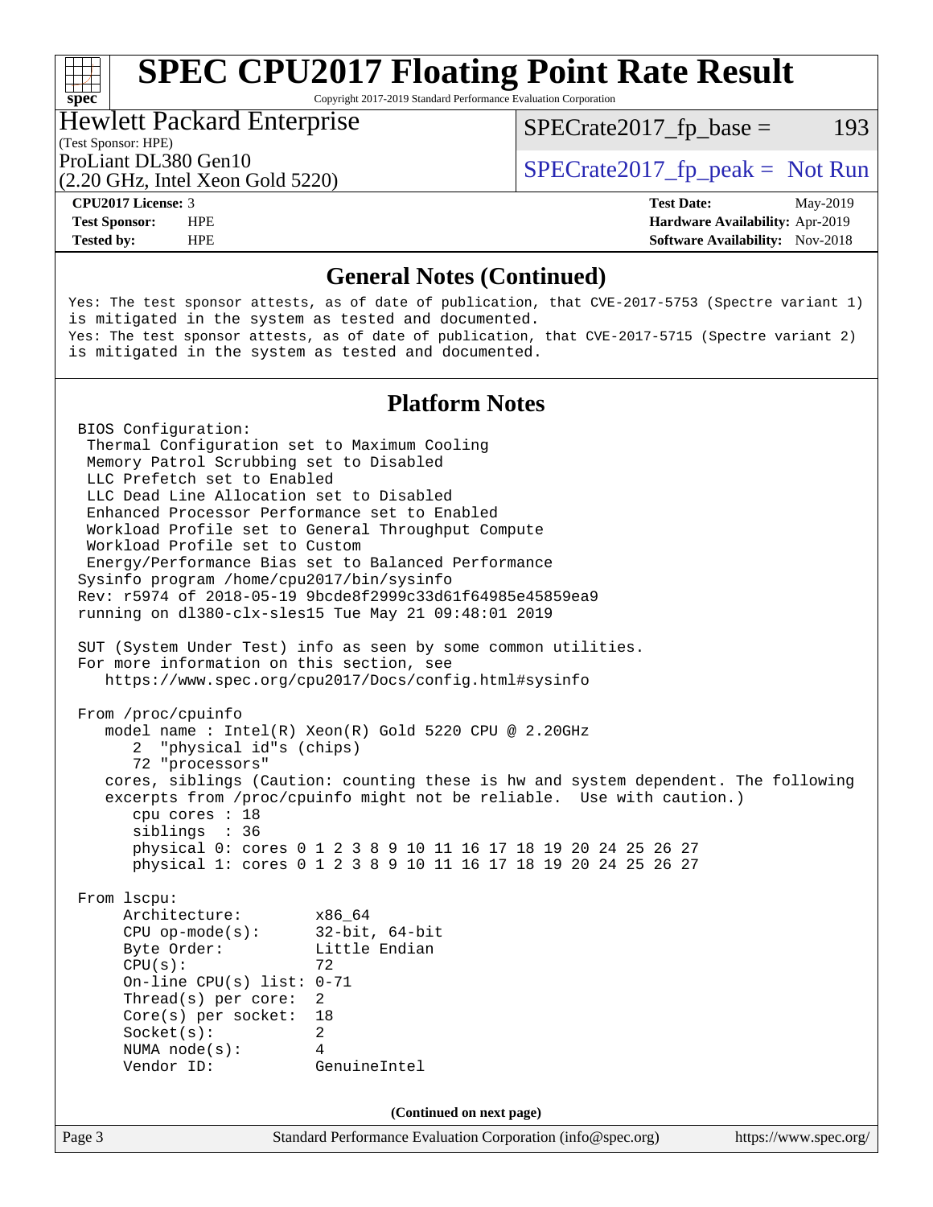# SPEC CPU2017 Floating Point Rate Result

Copyright 2017-2019 Standard Performance Evaluation Corporation

**Hewlett Packard Enterprise**
(Test Sponsor: HPE)
ProLiant DL380 Gen10
(2.20 GHz, Intel Xeon Gold 5220)

SPECrate2017_fp_base = 193

SPECrate2017_fp_peak = Not Run

| | | | |
|---|---|---|---|
| **CPU2017 License:** | 3 | **Test Date:** | May-2019 |
| **Test Sponsor:** | HPE | **Hardware Availability:** | Apr-2019 |
| **Tested by:** | HPE | **Software Availability:** | Nov-2018 |

## General Notes (Continued)

```
Yes: The test sponsor attests, as of date of publication, that CVE-2017-5753 (Spectre variant 1)
is mitigated in the system as tested and documented.
Yes: The test sponsor attests, as of date of publication, that CVE-2017-5715 (Spectre variant 2)
is mitigated in the system as tested and documented.
```

## Platform Notes

```
BIOS Configuration:
 Thermal Configuration set to Maximum Cooling
 Memory Patrol Scrubbing set to Disabled
 LLC Prefetch set to Enabled
 LLC Dead Line Allocation set to Disabled
 Enhanced Processor Performance set to Enabled
 Workload Profile set to General Throughput Compute
 Workload Profile set to Custom
 Energy/Performance Bias set to Balanced Performance
Sysinfo program /home/cpu2017/bin/sysinfo
Rev: r5974 of 2018-05-19 9bcde8f2999c33d61f64985e45859ea9
running on dl380-clx-sles15 Tue May 21 09:48:01 2019

SUT (System Under Test) info as seen by some common utilities.
For more information on this section, see
   https://www.spec.org/cpu2017/Docs/config.html#sysinfo

From /proc/cpuinfo
   model name : Intel(R) Xeon(R) Gold 5220 CPU @ 2.20GHz
      2  "physical id"s (chips)
      72 "processors"
   cores, siblings (Caution: counting these is hw and system dependent. The following
   excerpts from /proc/cpuinfo might not be reliable.  Use with caution.)
      cpu cores : 18
      siblings  : 36
      physical 0: cores 0 1 2 3 8 9 10 11 16 17 18 19 20 24 25 26 27
      physical 1: cores 0 1 2 3 8 9 10 11 16 17 18 19 20 24 25 26 27

From lscpu:
     Architecture:        x86_64
     CPU op-mode(s):      32-bit, 64-bit
     Byte Order:          Little Endian
     CPU(s):              72
     On-line CPU(s) list: 0-71
     Thread(s) per core:  2
     Core(s) per socket:  18
     Socket(s):           2
     NUMA node(s):        4
     Vendor ID:           GenuineIntel
```

(Continued on next page)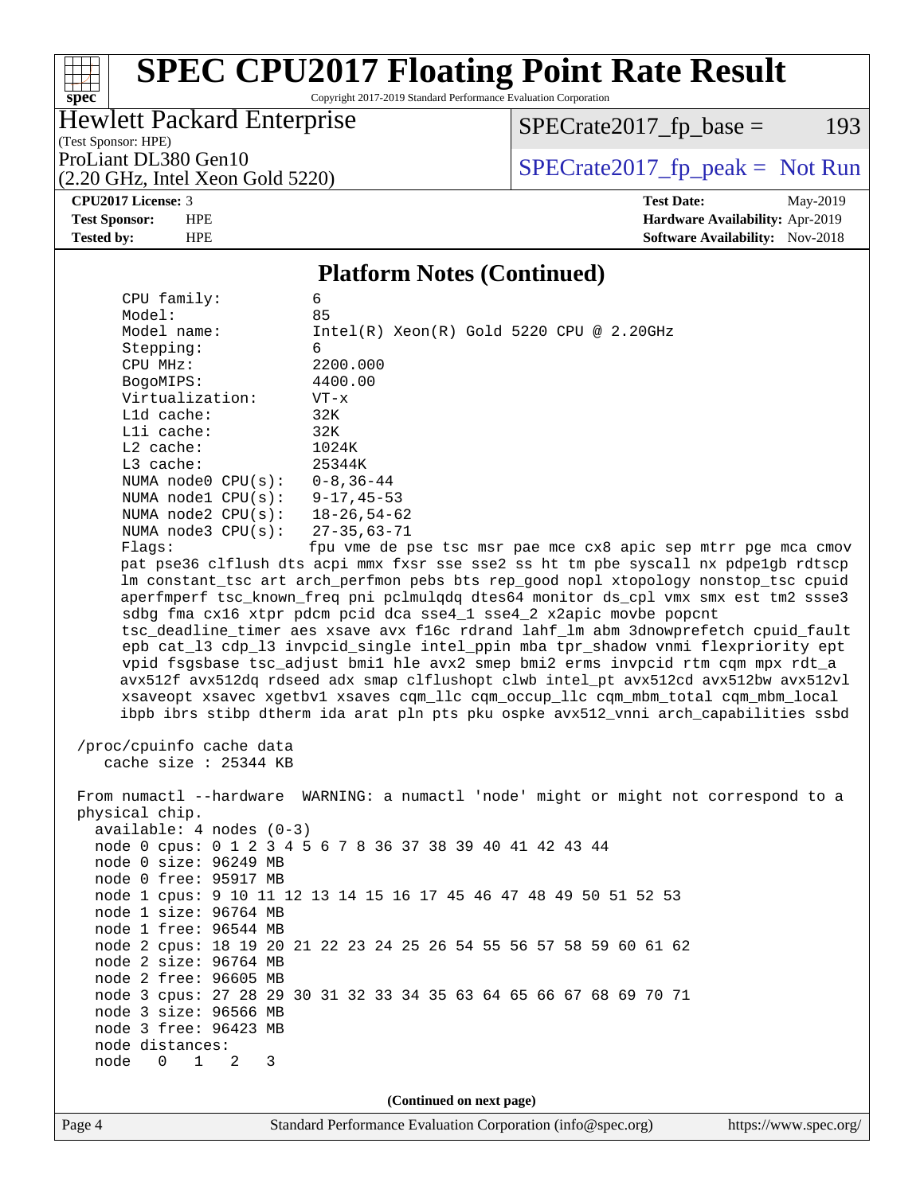# SPEC CPU2017 Floating Point Rate Result

Copyright 2017-2019 Standard Performance Evaluation Corporation

Hewlett Packard Enterprise
(Test Sponsor: HPE)
ProLiant DL380 Gen10
(2.20 GHz, Intel Xeon Gold 5220)

SPECrate2017_fp_base = 193

SPECrate2017_fp_peak = Not Run

**CPU2017 License:** 3
**Test Sponsor:** HPE
**Tested by:** HPE

**Test Date:** May-2019
**Hardware Availability:** Apr-2019
**Software Availability:** Nov-2018

## Platform Notes (Continued)

```
      CPU family:          6
      Model:               85
      Model name:          Intel(R) Xeon(R) Gold 5220 CPU @ 2.20GHz
      Stepping:            6
      CPU MHz:             2200.000
      BogoMIPS:            4400.00
      Virtualization:      VT-x
      L1d cache:           32K
      L1i cache:           32K
      L2 cache:            1024K
      L3 cache:            25344K
      NUMA node0 CPU(s):   0-8,36-44
      NUMA node1 CPU(s):   9-17,45-53
      NUMA node2 CPU(s):   18-26,54-62
      NUMA node3 CPU(s):   27-35,63-71
      Flags:               fpu vme de pse tsc msr pae mce cx8 apic sep mtrr pge mca cmov
      pat pse36 clflush dts acpi mmx fxsr sse sse2 ss ht tm pbe syscall nx pdpe1gb rdtscp
      lm constant_tsc art arch_perfmon pebs bts rep_good nopl xtopology nonstop_tsc cpuid
      aperfmperf tsc_known_freq pni pclmulqdq dtes64 monitor ds_cpl vmx smx est tm2 ssse3
      sdbg fma cx16 xtpr pdcm pcid dca sse4_1 sse4_2 x2apic movbe popcnt
      tsc_deadline_timer aes xsave avx f16c rdrand lahf_lm abm 3dnowprefetch cpuid_fault
      epb cat_l3 cdp_l3 invpcid_single intel_ppin mba tpr_shadow vnmi flexpriority ept
      vpid fsgsbase tsc_adjust bmi1 hle avx2 smep bmi2 erms invpcid rtm cqm mpx rdt_a
      avx512f avx512dq rdseed adx smap clflushopt clwb intel_pt avx512cd avx512bw avx512vl
      xsaveopt xsavec xgetbv1 xsaves cqm_llc cqm_occup_llc cqm_mbm_total cqm_mbm_local
      ibpb ibrs stibp dtherm ida arat pln pts pku ospke avx512_vnni arch_capabilities ssbd

 /proc/cpuinfo cache data
    cache size : 25344 KB

 From numactl --hardware  WARNING: a numactl 'node' might or might not correspond to a
 physical chip.
   available: 4 nodes (0-3)
   node 0 cpus: 0 1 2 3 4 5 6 7 8 36 37 38 39 40 41 42 43 44
   node 0 size: 96249 MB
   node 0 free: 95917 MB
   node 1 cpus: 9 10 11 12 13 14 15 16 17 45 46 47 48 49 50 51 52 53
   node 1 size: 96764 MB
   node 1 free: 96544 MB
   node 2 cpus: 18 19 20 21 22 23 24 25 26 54 55 56 57 58 59 60 61 62
   node 2 size: 96764 MB
   node 2 free: 96605 MB
   node 3 cpus: 27 28 29 30 31 32 33 34 35 63 64 65 66 67 68 69 70 71
   node 3 size: 96566 MB
   node 3 free: 96423 MB
   node distances:
   node   0   1   2   3
```

(Continued on next page)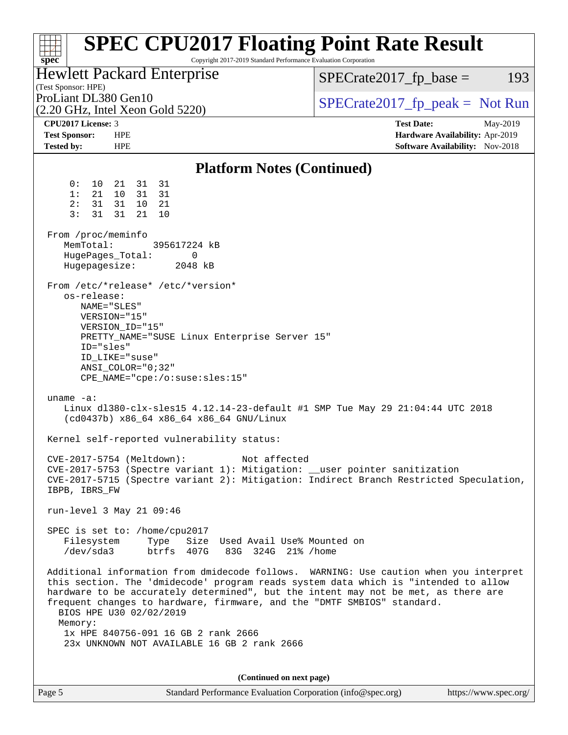## Platform Notes (Continued)

```
     0:  10  21  31  31
     1:  21  10  31  31
     2:  31  31  10  21
     3:  31  31  21  10

 From /proc/meminfo
    MemTotal:       395617224 kB
    HugePages_Total:       0
    Hugepagesize:       2048 kB

 From /etc/*release* /etc/*version*
    os-release:
       NAME="SLES"
       VERSION="15"
       VERSION_ID="15"
       PRETTY_NAME="SUSE Linux Enterprise Server 15"
       ID="sles"
       ID_LIKE="suse"
       ANSI_COLOR="0;32"
       CPE_NAME="cpe:/o:suse:sles:15"

 uname -a:
    Linux dl380-clx-sles15 4.12.14-23-default #1 SMP Tue May 29 21:04:44 UTC 2018
    (cd0437b) x86_64 x86_64 x86_64 GNU/Linux

 Kernel self-reported vulnerability status:

 CVE-2017-5754 (Meltdown):          Not affected
 CVE-2017-5753 (Spectre variant 1): Mitigation: __user pointer sanitization
 CVE-2017-5715 (Spectre variant 2): Mitigation: Indirect Branch Restricted Speculation,
 IBPB, IBRS_FW

 run-level 3 May 21 09:46

 SPEC is set to: /home/cpu2017
    Filesystem     Type   Size  Used Avail Use% Mounted on
    /dev/sda3      btrfs  407G   83G  324G  21% /home

 Additional information from dmidecode follows.  WARNING: Use caution when you interpret
 this section. The 'dmidecode' program reads system data which is "intended to allow
 hardware to be accurately determined", but the intent may not be met, as there are
 frequent changes to hardware, firmware, and the "DMTF SMBIOS" standard.
   BIOS HPE U30 02/02/2019
   Memory:
    1x HPE 840756-091 16 GB 2 rank 2666
    23x UNKNOWN NOT AVAILABLE 16 GB 2 rank 2666
```

(Continued on next page)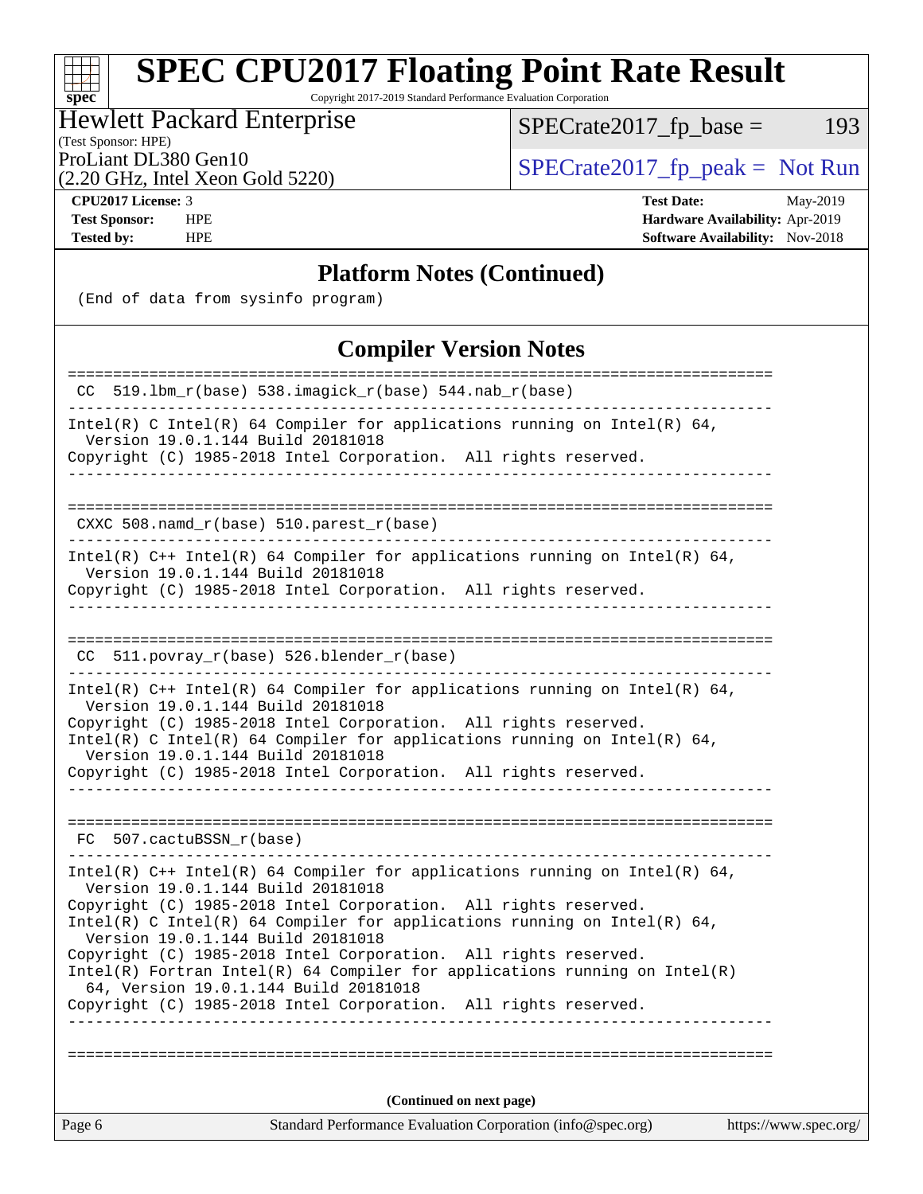## Platform Notes (Continued)

```
(End of data from sysinfo program)
```

## Compiler Version Notes

```
==============================================================================
 CC  519.lbm_r(base) 538.imagick_r(base) 544.nab_r(base)
------------------------------------------------------------------------------
Intel(R) C Intel(R) 64 Compiler for applications running on Intel(R) 64,
  Version 19.0.1.144 Build 20181018
Copyright (C) 1985-2018 Intel Corporation.  All rights reserved.
------------------------------------------------------------------------------

==============================================================================
 CXXC 508.namd_r(base) 510.parest_r(base)
------------------------------------------------------------------------------
Intel(R) C++ Intel(R) 64 Compiler for applications running on Intel(R) 64,
  Version 19.0.1.144 Build 20181018
Copyright (C) 1985-2018 Intel Corporation.  All rights reserved.
------------------------------------------------------------------------------

==============================================================================
 CC  511.povray_r(base) 526.blender_r(base)
------------------------------------------------------------------------------
Intel(R) C++ Intel(R) 64 Compiler for applications running on Intel(R) 64,
  Version 19.0.1.144 Build 20181018
Copyright (C) 1985-2018 Intel Corporation.  All rights reserved.
Intel(R) C Intel(R) 64 Compiler for applications running on Intel(R) 64,
  Version 19.0.1.144 Build 20181018
Copyright (C) 1985-2018 Intel Corporation.  All rights reserved.
------------------------------------------------------------------------------

==============================================================================
 FC  507.cactuBSSN_r(base)
------------------------------------------------------------------------------
Intel(R) C++ Intel(R) 64 Compiler for applications running on Intel(R) 64,
  Version 19.0.1.144 Build 20181018
Copyright (C) 1985-2018 Intel Corporation.  All rights reserved.
Intel(R) C Intel(R) 64 Compiler for applications running on Intel(R) 64,
  Version 19.0.1.144 Build 20181018
Copyright (C) 1985-2018 Intel Corporation.  All rights reserved.
Intel(R) Fortran Intel(R) 64 Compiler for applications running on Intel(R)
  64, Version 19.0.1.144 Build 20181018
Copyright (C) 1985-2018 Intel Corporation.  All rights reserved.
------------------------------------------------------------------------------

==============================================================================
```

**(Continued on next page)**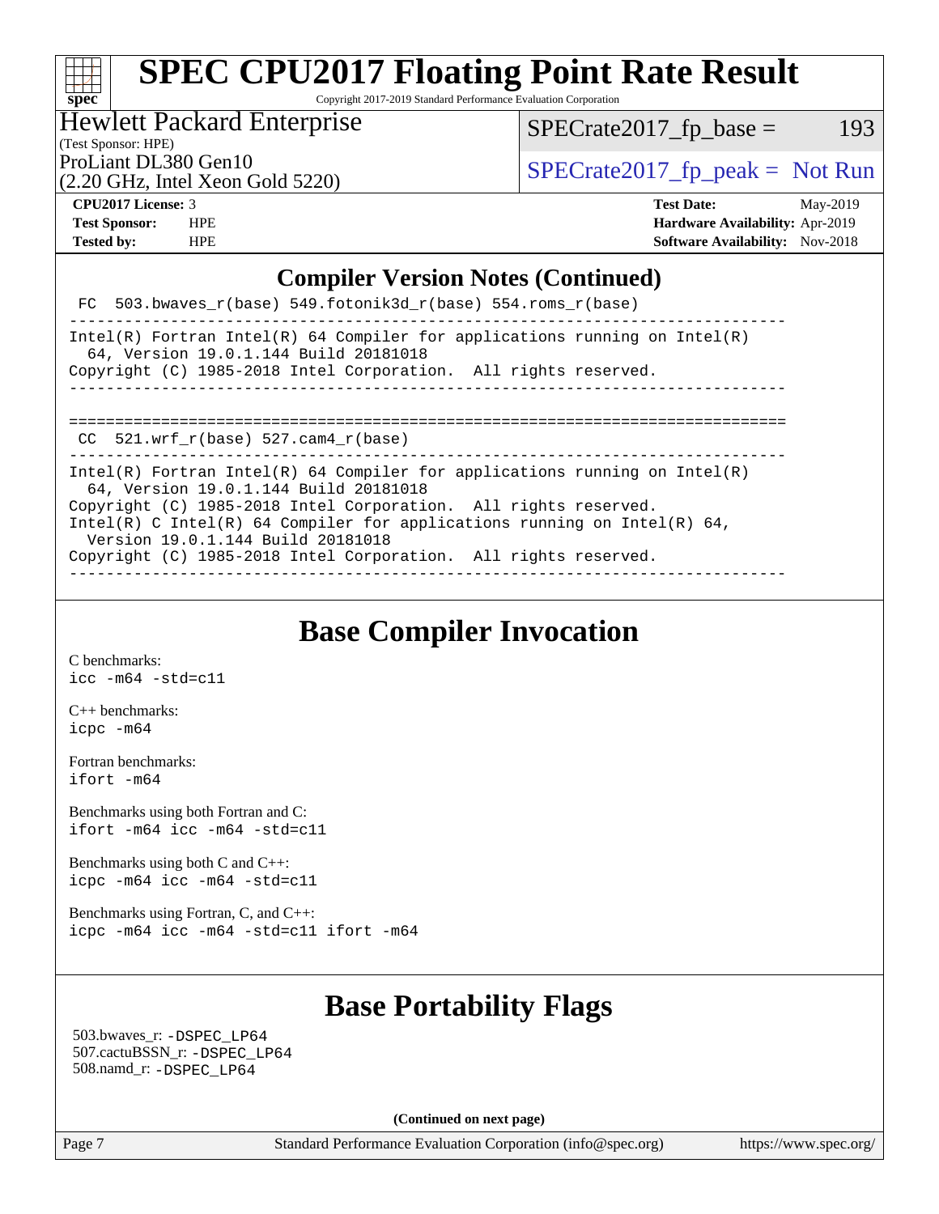## Compiler Version Notes (Continued)

```
 FC  503.bwaves_r(base) 549.fotonik3d_r(base) 554.roms_r(base)
------------------------------------------------------------------------------
Intel(R) Fortran Intel(R) 64 Compiler for applications running on Intel(R)
  64, Version 19.0.1.144 Build 20181018
Copyright (C) 1985-2018 Intel Corporation.  All rights reserved.
------------------------------------------------------------------------------

==============================================================================
 CC  521.wrf_r(base) 527.cam4_r(base)
------------------------------------------------------------------------------
Intel(R) Fortran Intel(R) 64 Compiler for applications running on Intel(R)
  64, Version 19.0.1.144 Build 20181018
Copyright (C) 1985-2018 Intel Corporation.  All rights reserved.
Intel(R) C Intel(R) 64 Compiler for applications running on Intel(R) 64,
  Version 19.0.1.144 Build 20181018
Copyright (C) 1985-2018 Intel Corporation.  All rights reserved.
------------------------------------------------------------------------------
```

## Base Compiler Invocation

C benchmarks:
`icc -m64 -std=c11`

C++ benchmarks:
`icpc -m64`

Fortran benchmarks:
`ifort -m64`

Benchmarks using both Fortran and C:
`ifort -m64 icc -m64 -std=c11`

Benchmarks using both C and C++:
`icpc -m64 icc -m64 -std=c11`

Benchmarks using Fortran, C, and C++:
`icpc -m64 icc -m64 -std=c11 ifort -m64`

## Base Portability Flags

503.bwaves_r: `-DSPEC_LP64`
507.cactuBSSN_r: `-DSPEC_LP64`
508.namd_r: `-DSPEC_LP64`

**(Continued on next page)**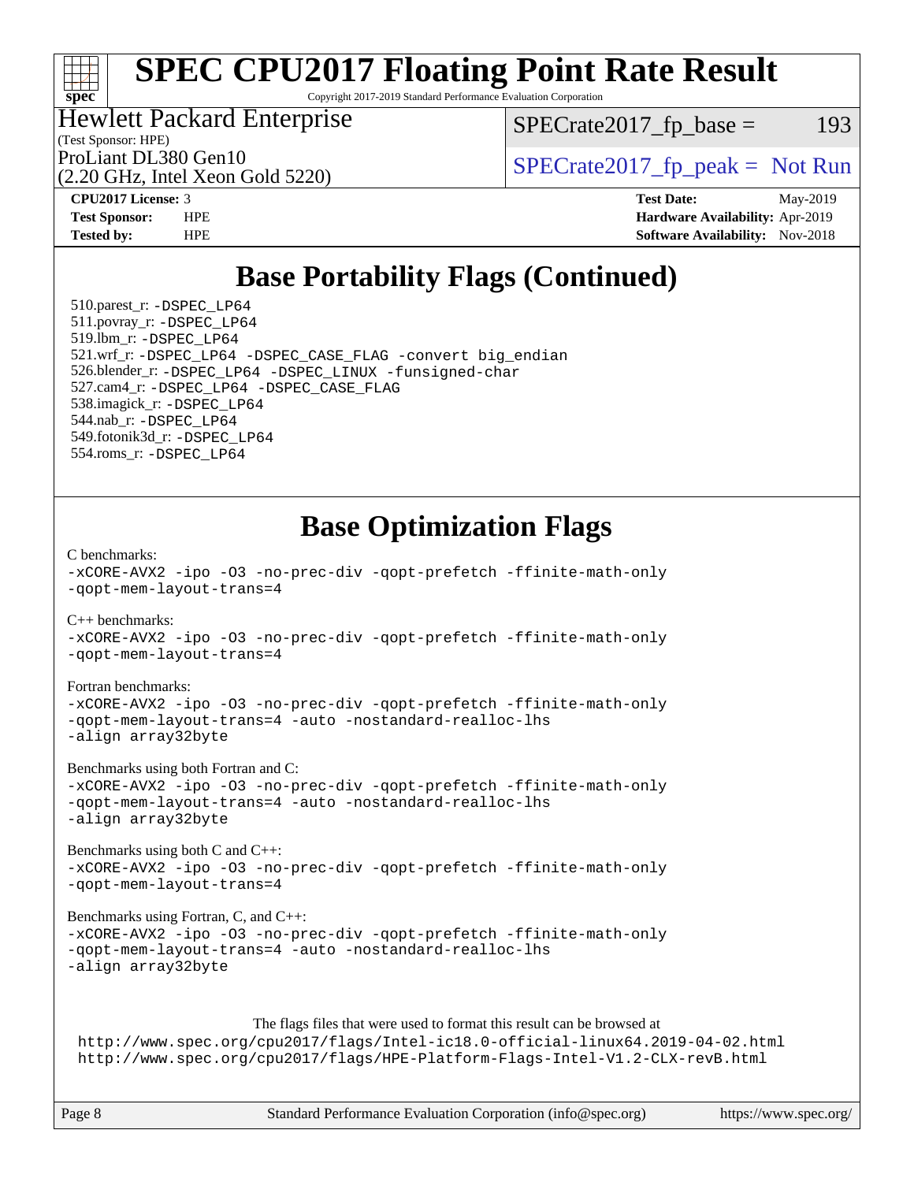# SPEC CPU2017 Floating Point Rate Result

Copyright 2017-2019 Standard Performance Evaluation Corporation

Hewlett Packard Enterprise
(Test Sponsor: HPE)
ProLiant DL380 Gen10
(2.20 GHz, Intel Xeon Gold 5220)

SPECrate2017_fp_base = 193

SPECrate2017_fp_peak = Not Run

**CPU2017 License:** 3
**Test Sponsor:** HPE
**Tested by:** HPE

**Test Date:** May-2019
**Hardware Availability:** Apr-2019
**Software Availability:** Nov-2018

## Base Portability Flags (Continued)

510.parest_r: -DSPEC_LP64
511.povray_r: -DSPEC_LP64
519.lbm_r: -DSPEC_LP64
521.wrf_r: -DSPEC_LP64 -DSPEC_CASE_FLAG -convert big_endian
526.blender_r: -DSPEC_LP64 -DSPEC_LINUX -funsigned-char
527.cam4_r: -DSPEC_LP64 -DSPEC_CASE_FLAG
538.imagick_r: -DSPEC_LP64
544.nab_r: -DSPEC_LP64
549.fotonik3d_r: -DSPEC_LP64
554.roms_r: -DSPEC_LP64

## Base Optimization Flags

C benchmarks:
-xCORE-AVX2 -ipo -O3 -no-prec-div -qopt-prefetch -ffinite-math-only
-qopt-mem-layout-trans=4

C++ benchmarks:
-xCORE-AVX2 -ipo -O3 -no-prec-div -qopt-prefetch -ffinite-math-only
-qopt-mem-layout-trans=4

Fortran benchmarks:
-xCORE-AVX2 -ipo -O3 -no-prec-div -qopt-prefetch -ffinite-math-only
-qopt-mem-layout-trans=4 -auto -nostandard-realloc-lhs
-align array32byte

Benchmarks using both Fortran and C:
-xCORE-AVX2 -ipo -O3 -no-prec-div -qopt-prefetch -ffinite-math-only
-qopt-mem-layout-trans=4 -auto -nostandard-realloc-lhs
-align array32byte

Benchmarks using both C and C++:
-xCORE-AVX2 -ipo -O3 -no-prec-div -qopt-prefetch -ffinite-math-only
-qopt-mem-layout-trans=4

Benchmarks using Fortran, C, and C++:
-xCORE-AVX2 -ipo -O3 -no-prec-div -qopt-prefetch -ffinite-math-only
-qopt-mem-layout-trans=4 -auto -nostandard-realloc-lhs
-align array32byte

The flags files that were used to format this result can be browsed at
http://www.spec.org/cpu2017/flags/Intel-ic18.0-official-linux64.2019-04-02.html
http://www.spec.org/cpu2017/flags/HPE-Platform-Flags-Intel-V1.2-CLX-revB.html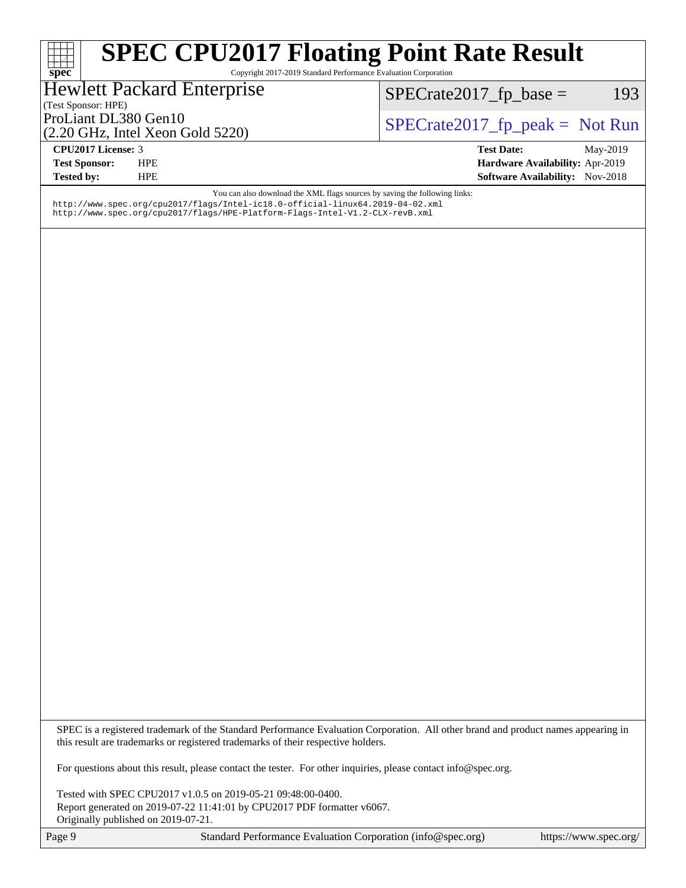# SPEC CPU2017 Floating Point Rate Result

Copyright 2017-2019 Standard Performance Evaluation Corporation

**Hewlett Packard Enterprise**
(Test Sponsor: HPE)
ProLiant DL380 Gen10
(2.20 GHz, Intel Xeon Gold 5220)

SPECrate2017_fp_base = 193

SPECrate2017_fp_peak = Not Run

**CPU2017 License:** 3
**Test Sponsor:** HPE
**Tested by:** HPE

**Test Date:** May-2019
**Hardware Availability:** Apr-2019
**Software Availability:** Nov-2018

You can also download the XML flags sources by saving the following links:
http://www.spec.org/cpu2017/flags/Intel-ic18.0-official-linux64.2019-04-02.xml
http://www.spec.org/cpu2017/flags/HPE-Platform-Flags-Intel-V1.2-CLX-revB.xml

SPEC is a registered trademark of the Standard Performance Evaluation Corporation. All other brand and product names appearing in this result are trademarks or registered trademarks of their respective holders.

For questions about this result, please contact the tester. For other inquiries, please contact info@spec.org.

Tested with SPEC CPU2017 v1.0.5 on 2019-05-21 09:48:00-0400.
Report generated on 2019-07-22 11:41:01 by CPU2017 PDF formatter v6067.
Originally published on 2019-07-21.